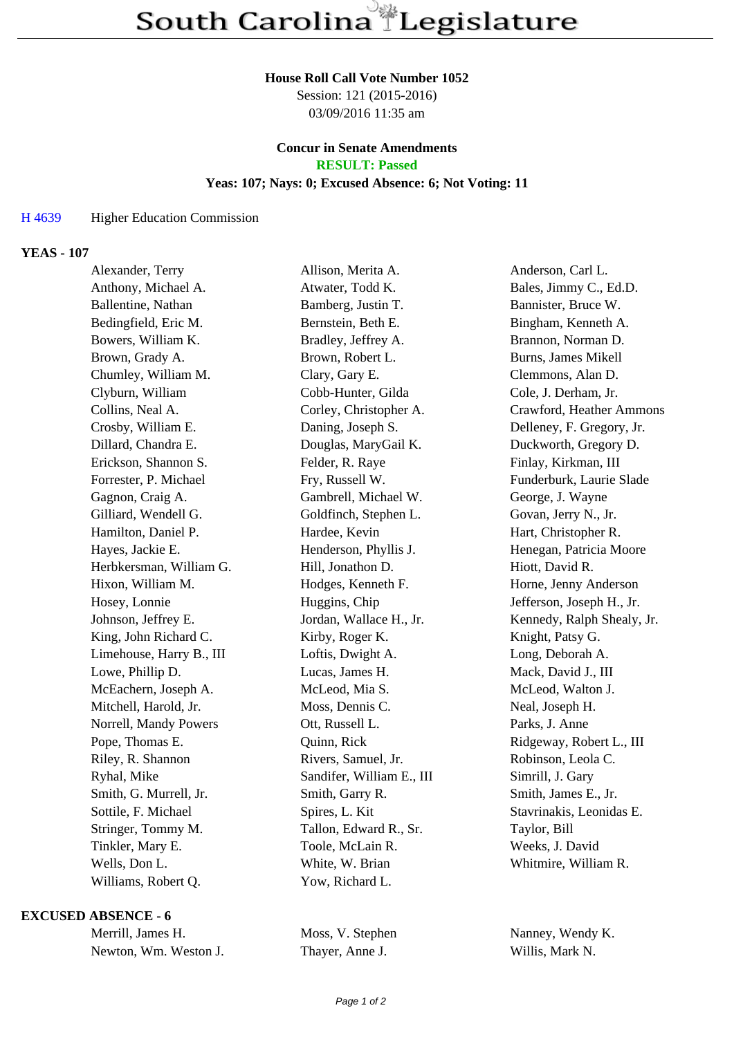# South Carolina Legislature

**House Roll Call Vote Number 1052**
Session: 121 (2015-2016)
03/09/2016 11:35 am

**Concur in Senate Amendments**
**RESULT: Passed**
**Yeas: 107; Nays: 0; Excused Absence: 6; Not Voting: 11**

H 4639 Higher Education Commission

## YEAS - 107

| | | |
|---|---|---|
| Alexander, Terry | Allison, Merita A. | Anderson, Carl L. |
| Anthony, Michael A. | Atwater, Todd K. | Bales, Jimmy C., Ed.D. |
| Ballentine, Nathan | Bamberg, Justin T. | Bannister, Bruce W. |
| Bedingfield, Eric M. | Bernstein, Beth E. | Bingham, Kenneth A. |
| Bowers, William K. | Bradley, Jeffrey A. | Brannon, Norman D. |
| Brown, Grady A. | Brown, Robert L. | Burns, James Mikell |
| Chumley, William M. | Clary, Gary E. | Clemmons, Alan D. |
| Clyburn, William | Cobb-Hunter, Gilda | Cole, J. Derham, Jr. |
| Collins, Neal A. | Corley, Christopher A. | Crawford, Heather Ammons |
| Crosby, William E. | Daning, Joseph S. | Delleney, F. Gregory, Jr. |
| Dillard, Chandra E. | Douglas, MaryGail K. | Duckworth, Gregory D. |
| Erickson, Shannon S. | Felder, R. Raye | Finlay, Kirkman, III |
| Forrester, P. Michael | Fry, Russell W. | Funderburk, Laurie Slade |
| Gagnon, Craig A. | Gambrell, Michael W. | George, J. Wayne |
| Gilliard, Wendell G. | Goldfinch, Stephen L. | Govan, Jerry N., Jr. |
| Hamilton, Daniel P. | Hardee, Kevin | Hart, Christopher R. |
| Hayes, Jackie E. | Henderson, Phyllis J. | Henegan, Patricia Moore |
| Herbkersman, William G. | Hill, Jonathon D. | Hiott, David R. |
| Hixon, William M. | Hodges, Kenneth F. | Horne, Jenny Anderson |
| Hosey, Lonnie | Huggins, Chip | Jefferson, Joseph H., Jr. |
| Johnson, Jeffrey E. | Jordan, Wallace H., Jr. | Kennedy, Ralph Shealy, Jr. |
| King, John Richard C. | Kirby, Roger K. | Knight, Patsy G. |
| Limehouse, Harry B., III | Loftis, Dwight A. | Long, Deborah A. |
| Lowe, Phillip D. | Lucas, James H. | Mack, David J., III |
| McEachern, Joseph A. | McLeod, Mia S. | McLeod, Walton J. |
| Mitchell, Harold, Jr. | Moss, Dennis C. | Neal, Joseph H. |
| Norrell, Mandy Powers | Ott, Russell L. | Parks, J. Anne |
| Pope, Thomas E. | Quinn, Rick | Ridgeway, Robert L., III |
| Riley, R. Shannon | Rivers, Samuel, Jr. | Robinson, Leola C. |
| Ryhal, Mike | Sandifer, William E., III | Simrill, J. Gary |
| Smith, G. Murrell, Jr. | Smith, Garry R. | Smith, James E., Jr. |
| Sottile, F. Michael | Spires, L. Kit | Stavrinakis, Leonidas E. |
| Stringer, Tommy M. | Tallon, Edward R., Sr. | Taylor, Bill |
| Tinkler, Mary E. | Toole, McLain R. | Weeks, J. David |
| Wells, Don L. | White, W. Brian | Whitmire, William R. |
| Williams, Robert Q. | Yow, Richard L. | |

## EXCUSED ABSENCE - 6

| | | |
|---|---|---|
| Merrill, James H. | Moss, V. Stephen | Nanney, Wendy K. |
| Newton, Wm. Weston J. | Thayer, Anne J. | Willis, Mark N. |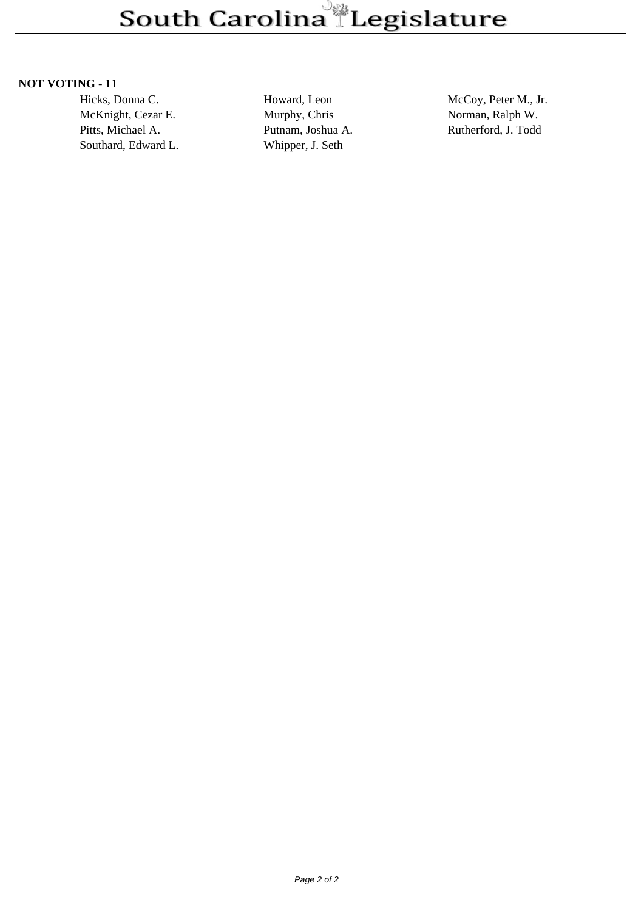**NOT VOTING - 11**

| | | |
|---|---|---|
| Hicks, Donna C. | Howard, Leon | McCoy, Peter M., Jr. |
| McKnight, Cezar E. | Murphy, Chris | Norman, Ralph W. |
| Pitts, Michael A. | Putnam, Joshua A. | Rutherford, J. Todd |
| Southard, Edward L. | Whipper, J. Seth | |